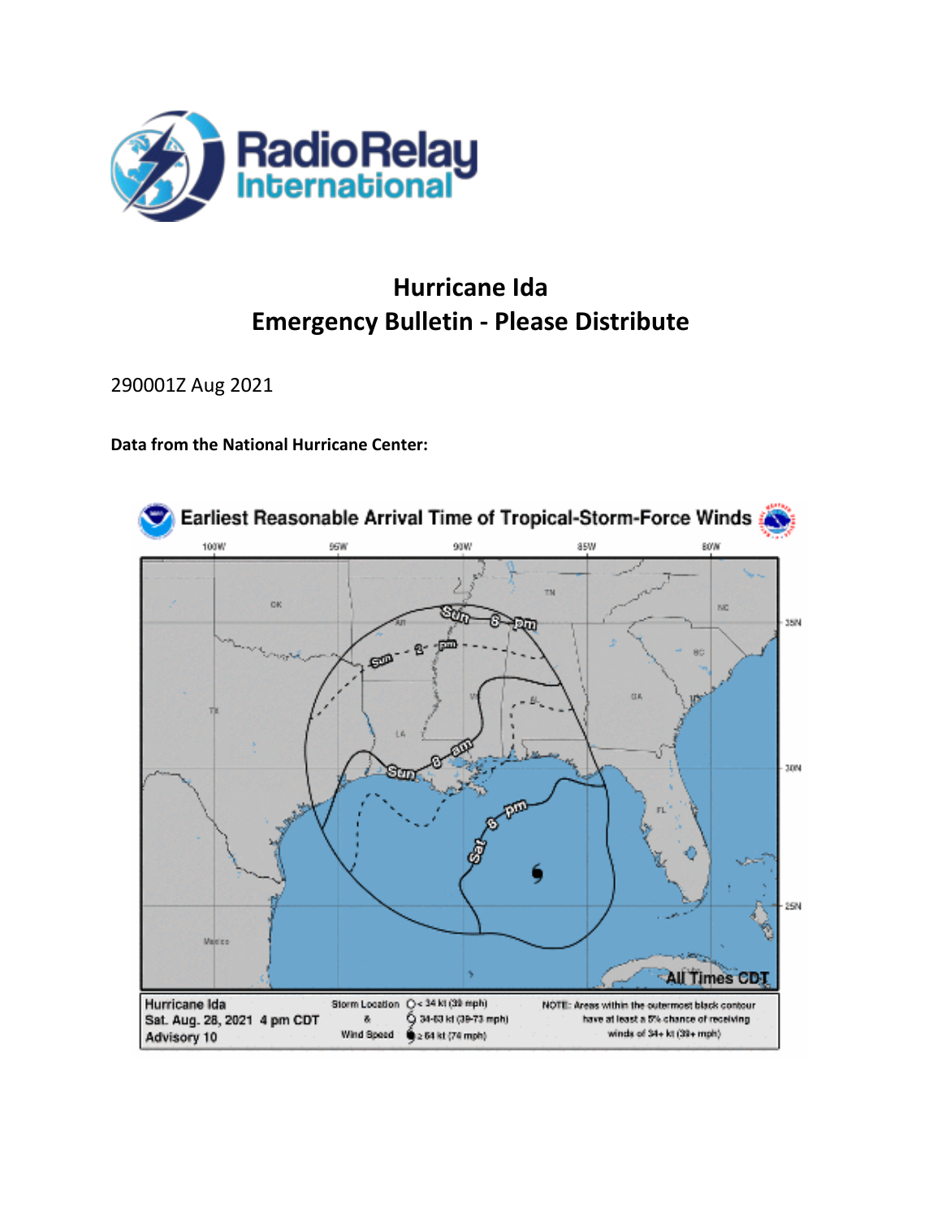# Hurricane Ida
# Emergency Bulletin - Please Distribute

290001Z Aug 2021

**Data from the National Hurricane Center:**

Earliest Reasonable Arrival Time of Tropical-Storm-Force Winds

100W
95W
90W
85W
80W
35N
30N
25N
OK
TN
NC
AR
SC
TX
MS
AL
GA
LA
FL
Mexico
Sun 8 pm
Sun 2 pm
Sun 8 am
Sun
Sat 8 pm
All Times CDT

Hurricane Ida
Sat. Aug. 28, 2021 4 pm CDT
Advisory 10

Storm Location & Wind Speed
< 34 kt (39 mph)
34-63 kt (39-73 mph)
≥ 64 kt (74 mph)

NOTE: Areas within the outermost black contour have at least a 5% chance of receiving winds of 34+ kt (39+ mph)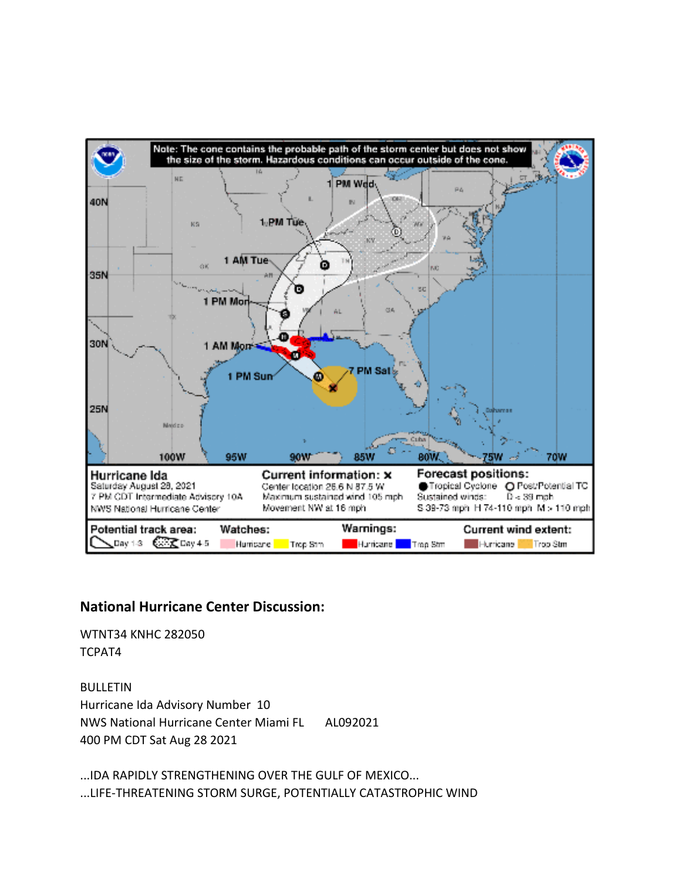Note: The cone contains the probable path of the storm center but does not show the size of the storm. Hazardous conditions can occur outside of the cone.

1 PM Wed

1 PM Tue

1 AM Tue

1 PM Mon

1 AM Mon

1 PM Sun

7 PM Sat

40N

35N

30N

25N

100W

95W

90W

85W

80W

75W

70W

Hurricane Ida
Saturday August 28, 2021
7 PM CDT Intermediate Advisory 10A
NWS National Hurricane Center

Current information: x
Center location 26.6 N 87.5 W
Maximum sustained wind 105 mph
Movement NW at 16 mph

Forecast positions:
Tropical Cyclone
Post/Potential TC
Sustained winds: D < 39 mph
S 39-73 mph H 74-110 mph M > 110 mph

Potential track area: Day 1-3 Day 4-5

Watches: Hurricane Trop Stm

Warnings: Hurricane Trop Stm

Current wind extent: Hurricane Trop Stm

## National Hurricane Center Discussion:

WTNT34 KNHC 282050
TCPAT4

BULLETIN
Hurricane Ida Advisory Number 10
NWS National Hurricane Center Miami FL AL092021
400 PM CDT Sat Aug 28 2021

...IDA RAPIDLY STRENGTHENING OVER THE GULF OF MEXICO...
...LIFE-THREATENING STORM SURGE, POTENTIALLY CATASTROPHIC WIND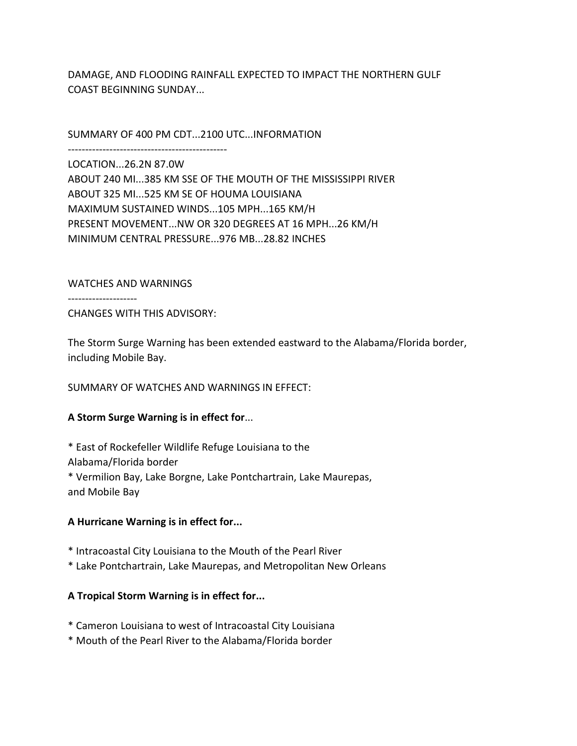DAMAGE, AND FLOODING RAINFALL EXPECTED TO IMPACT THE NORTHERN GULF COAST BEGINNING SUNDAY...

SUMMARY OF 400 PM CDT...2100 UTC...INFORMATION
----------------------------------------------
LOCATION...26.2N 87.0W
ABOUT 240 MI...385 KM SSE OF THE MOUTH OF THE MISSISSIPPI RIVER
ABOUT 325 MI...525 KM SE OF HOUMA LOUISIANA
MAXIMUM SUSTAINED WINDS...105 MPH...165 KM/H
PRESENT MOVEMENT...NW OR 320 DEGREES AT 16 MPH...26 KM/H
MINIMUM CENTRAL PRESSURE...976 MB...28.82 INCHES

WATCHES AND WARNINGS
--------------------
CHANGES WITH THIS ADVISORY:

The Storm Surge Warning has been extended eastward to the Alabama/Florida border, including Mobile Bay.

SUMMARY OF WATCHES AND WARNINGS IN EFFECT:

**A Storm Surge Warning is in effect for**...

* East of Rockefeller Wildlife Refuge Louisiana to the Alabama/Florida border
* Vermilion Bay, Lake Borgne, Lake Pontchartrain, Lake Maurepas, and Mobile Bay

**A Hurricane Warning is in effect for...**

* Intracoastal City Louisiana to the Mouth of the Pearl River
* Lake Pontchartrain, Lake Maurepas, and Metropolitan New Orleans

**A Tropical Storm Warning is in effect for...**

* Cameron Louisiana to west of Intracoastal City Louisiana
* Mouth of the Pearl River to the Alabama/Florida border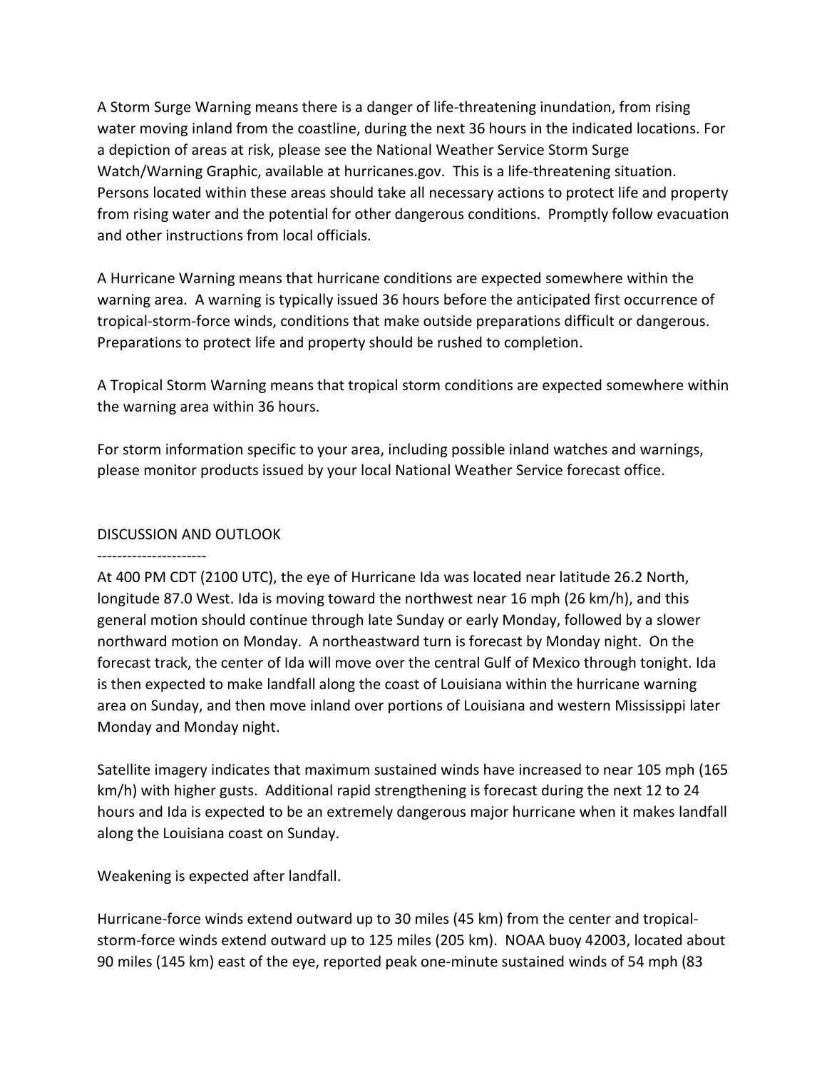A Storm Surge Warning means there is a danger of life-threatening inundation, from rising water moving inland from the coastline, during the next 36 hours in the indicated locations. For a depiction of areas at risk, please see the National Weather Service Storm Surge Watch/Warning Graphic, available at hurricanes.gov. This is a life-threatening situation. Persons located within these areas should take all necessary actions to protect life and property from rising water and the potential for other dangerous conditions. Promptly follow evacuation and other instructions from local officials.

A Hurricane Warning means that hurricane conditions are expected somewhere within the warning area. A warning is typically issued 36 hours before the anticipated first occurrence of tropical-storm-force winds, conditions that make outside preparations difficult or dangerous. Preparations to protect life and property should be rushed to completion.

A Tropical Storm Warning means that tropical storm conditions are expected somewhere within the warning area within 36 hours.

For storm information specific to your area, including possible inland watches and warnings, please monitor products issued by your local National Weather Service forecast office.

## DISCUSSION AND OUTLOOK

----------------------

At 400 PM CDT (2100 UTC), the eye of Hurricane Ida was located near latitude 26.2 North, longitude 87.0 West. Ida is moving toward the northwest near 16 mph (26 km/h), and this general motion should continue through late Sunday or early Monday, followed by a slower northward motion on Monday. A northeastward turn is forecast by Monday night. On the forecast track, the center of Ida will move over the central Gulf of Mexico through tonight. Ida is then expected to make landfall along the coast of Louisiana within the hurricane warning area on Sunday, and then move inland over portions of Louisiana and western Mississippi later Monday and Monday night.

Satellite imagery indicates that maximum sustained winds have increased to near 105 mph (165 km/h) with higher gusts. Additional rapid strengthening is forecast during the next 12 to 24 hours and Ida is expected to be an extremely dangerous major hurricane when it makes landfall along the Louisiana coast on Sunday.

Weakening is expected after landfall.

Hurricane-force winds extend outward up to 30 miles (45 km) from the center and tropical-storm-force winds extend outward up to 125 miles (205 km). NOAA buoy 42003, located about 90 miles (145 km) east of the eye, reported peak one-minute sustained winds of 54 mph (83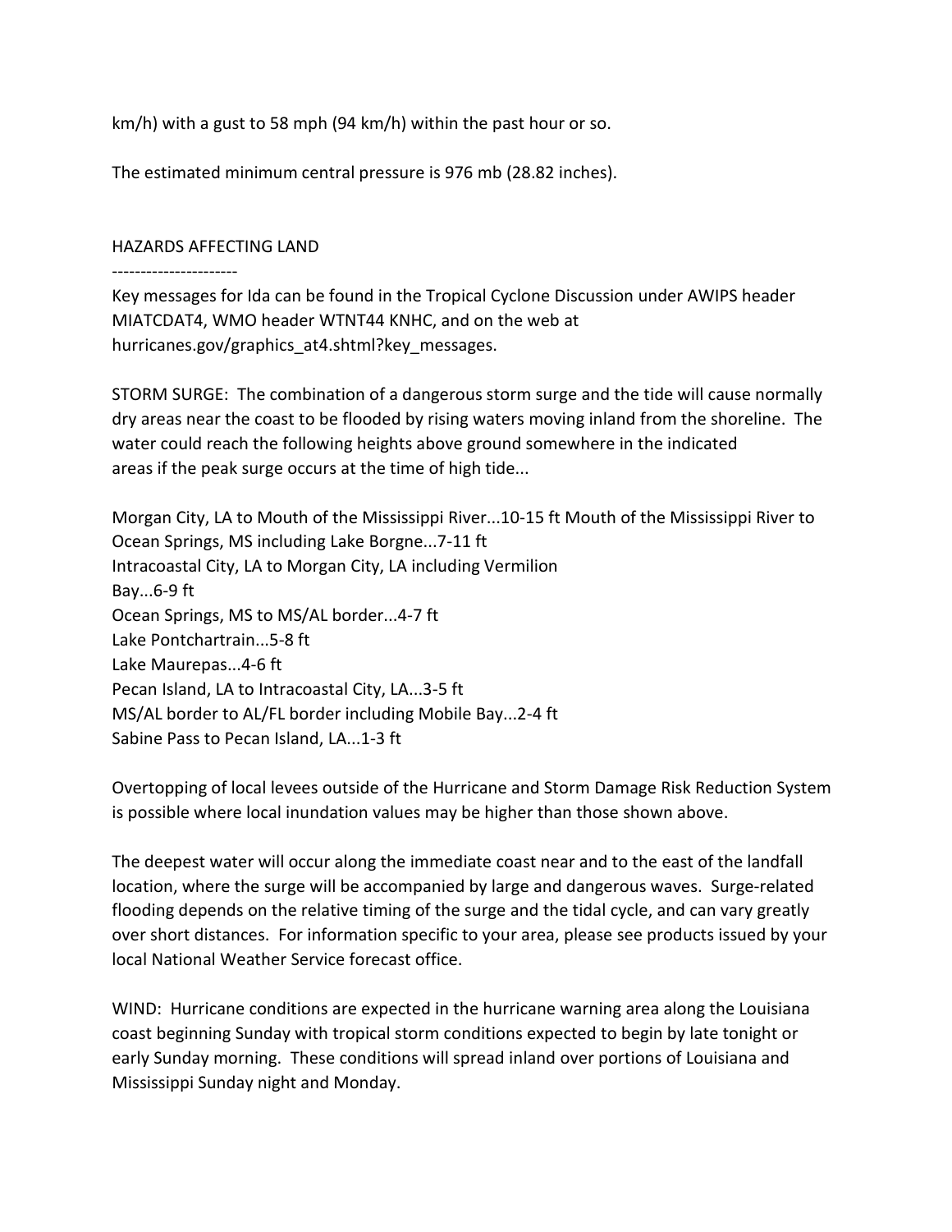km/h) with a gust to 58 mph (94 km/h) within the past hour or so.

The estimated minimum central pressure is 976 mb (28.82 inches).

HAZARDS AFFECTING LAND
----------------------

Key messages for Ida can be found in the Tropical Cyclone Discussion under AWIPS header MIATCDAT4, WMO header WTNT44 KNHC, and on the web at hurricanes.gov/graphics_at4.shtml?key_messages.

STORM SURGE: The combination of a dangerous storm surge and the tide will cause normally dry areas near the coast to be flooded by rising waters moving inland from the shoreline. The water could reach the following heights above ground somewhere in the indicated areas if the peak surge occurs at the time of high tide...

Morgan City, LA to Mouth of the Mississippi River...10-15 ft Mouth of the Mississippi River to Ocean Springs, MS including Lake Borgne...7-11 ft
Intracoastal City, LA to Morgan City, LA including Vermilion Bay...6-9 ft
Ocean Springs, MS to MS/AL border...4-7 ft
Lake Pontchartrain...5-8 ft
Lake Maurepas...4-6 ft
Pecan Island, LA to Intracoastal City, LA...3-5 ft
MS/AL border to AL/FL border including Mobile Bay...2-4 ft
Sabine Pass to Pecan Island, LA...1-3 ft

Overtopping of local levees outside of the Hurricane and Storm Damage Risk Reduction System is possible where local inundation values may be higher than those shown above.

The deepest water will occur along the immediate coast near and to the east of the landfall location, where the surge will be accompanied by large and dangerous waves. Surge-related flooding depends on the relative timing of the surge and the tidal cycle, and can vary greatly over short distances. For information specific to your area, please see products issued by your local National Weather Service forecast office.

WIND: Hurricane conditions are expected in the hurricane warning area along the Louisiana coast beginning Sunday with tropical storm conditions expected to begin by late tonight or early Sunday morning. These conditions will spread inland over portions of Louisiana and Mississippi Sunday night and Monday.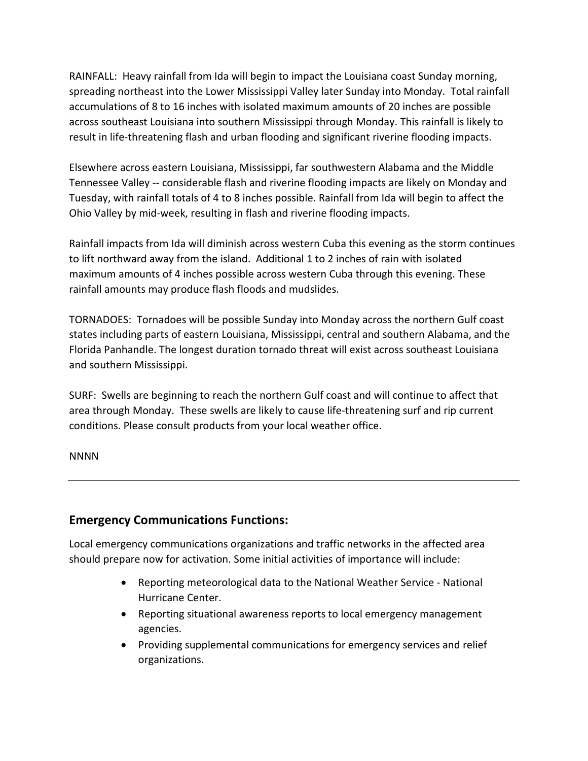RAINFALL: Heavy rainfall from Ida will begin to impact the Louisiana coast Sunday morning, spreading northeast into the Lower Mississippi Valley later Sunday into Monday. Total rainfall accumulations of 8 to 16 inches with isolated maximum amounts of 20 inches are possible across southeast Louisiana into southern Mississippi through Monday. This rainfall is likely to result in life-threatening flash and urban flooding and significant riverine flooding impacts.

Elsewhere across eastern Louisiana, Mississippi, far southwestern Alabama and the Middle Tennessee Valley -- considerable flash and riverine flooding impacts are likely on Monday and Tuesday, with rainfall totals of 4 to 8 inches possible. Rainfall from Ida will begin to affect the Ohio Valley by mid-week, resulting in flash and riverine flooding impacts.

Rainfall impacts from Ida will diminish across western Cuba this evening as the storm continues to lift northward away from the island. Additional 1 to 2 inches of rain with isolated maximum amounts of 4 inches possible across western Cuba through this evening. These rainfall amounts may produce flash floods and mudslides.

TORNADOES: Tornadoes will be possible Sunday into Monday across the northern Gulf coast states including parts of eastern Louisiana, Mississippi, central and southern Alabama, and the Florida Panhandle. The longest duration tornado threat will exist across southeast Louisiana and southern Mississippi.

SURF: Swells are beginning to reach the northern Gulf coast and will continue to affect that area through Monday. These swells are likely to cause life-threatening surf and rip current conditions. Please consult products from your local weather office.

NNNN

---

## Emergency Communications Functions:

Local emergency communications organizations and traffic networks in the affected area should prepare now for activation. Some initial activities of importance will include:

- Reporting meteorological data to the National Weather Service - National Hurricane Center.
- Reporting situational awareness reports to local emergency management agencies.
- Providing supplemental communications for emergency services and relief organizations.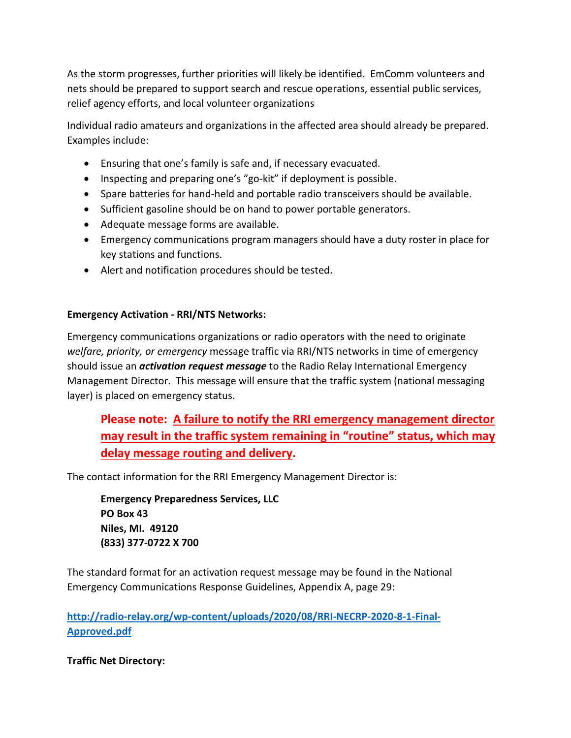As the storm progresses, further priorities will likely be identified. EmComm volunteers and nets should be prepared to support search and rescue operations, essential public services, relief agency efforts, and local volunteer organizations

Individual radio amateurs and organizations in the affected area should already be prepared. Examples include:

- Ensuring that one's family is safe and, if necessary evacuated.
- Inspecting and preparing one's "go-kit" if deployment is possible.
- Spare batteries for hand-held and portable radio transceivers should be available.
- Sufficient gasoline should be on hand to power portable generators.
- Adequate message forms are available.
- Emergency communications program managers should have a duty roster in place for key stations and functions.
- Alert and notification procedures should be tested.

**Emergency Activation - RRI/NTS Networks:**

Emergency communications organizations or radio operators with the need to originate *welfare, priority, or emergency* message traffic via RRI/NTS networks in time of emergency should issue an ***activation request message*** to the Radio Relay International Emergency Management Director. This message will ensure that the traffic system (national messaging layer) is placed on emergency status.

> **Please note: A failure to notify the RRI emergency management director may result in the traffic system remaining in "routine" status, which may delay message routing and delivery.**

The contact information for the RRI Emergency Management Director is:

> **Emergency Preparedness Services, LLC**
> **PO Box 43**
> **Niles, MI. 49120**
> **(833) 377-0722 X 700**

The standard format for an activation request message may be found in the National Emergency Communications Response Guidelines, Appendix A, page 29:

**http://radio-relay.org/wp-content/uploads/2020/08/RRI-NECRP-2020-8-1-Final-Approved.pdf**

**Traffic Net Directory:**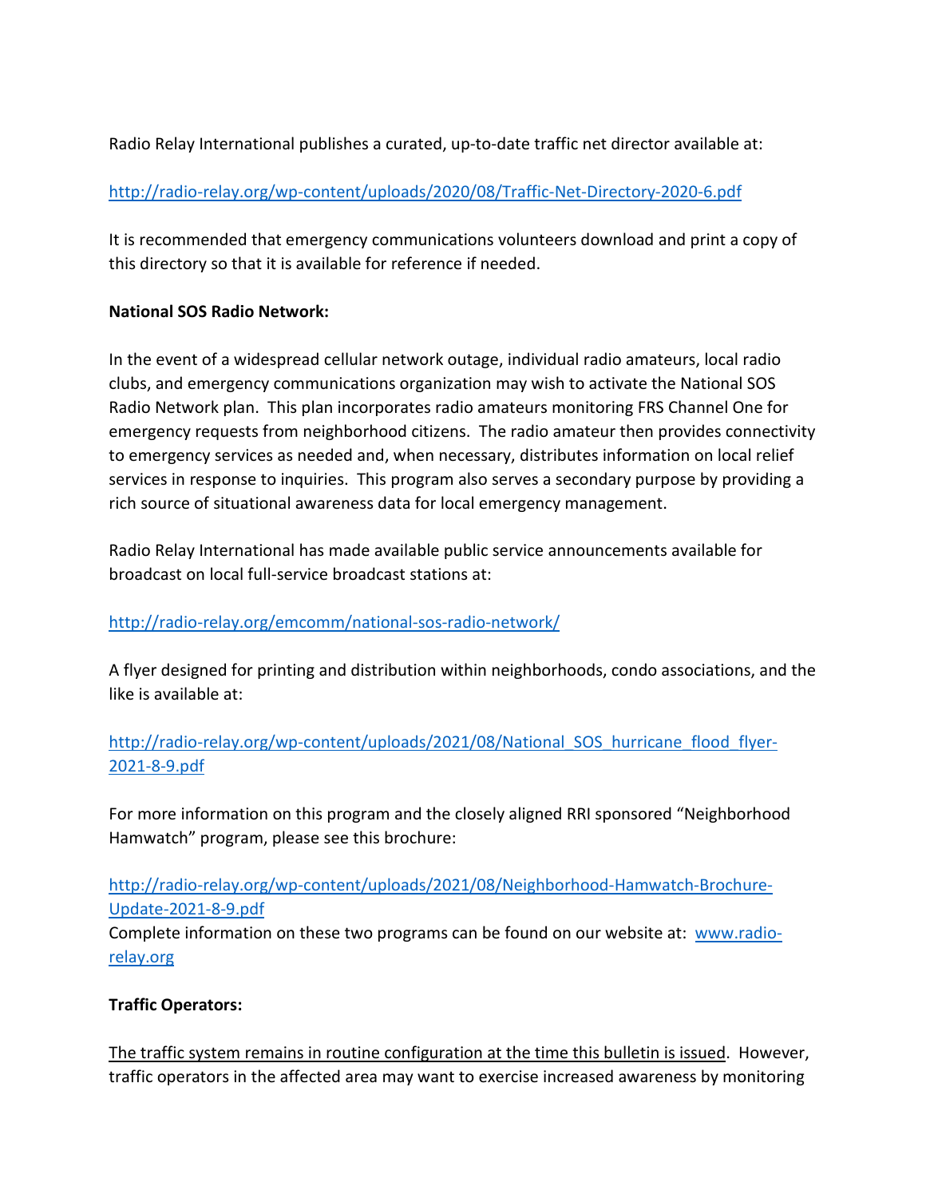Radio Relay International publishes a curated, up-to-date traffic net director available at:

[http://radio-relay.org/wp-content/uploads/2020/08/Traffic-Net-Directory-2020-6.pdf](http://radio-relay.org/wp-content/uploads/2020/08/Traffic-Net-Directory-2020-6.pdf)

It is recommended that emergency communications volunteers download and print a copy of this directory so that it is available for reference if needed.

**National SOS Radio Network:**

In the event of a widespread cellular network outage, individual radio amateurs, local radio clubs, and emergency communications organization may wish to activate the National SOS Radio Network plan. This plan incorporates radio amateurs monitoring FRS Channel One for emergency requests from neighborhood citizens. The radio amateur then provides connectivity to emergency services as needed and, when necessary, distributes information on local relief services in response to inquiries. This program also serves a secondary purpose by providing a rich source of situational awareness data for local emergency management.

Radio Relay International has made available public service announcements available for broadcast on local full-service broadcast stations at:

[http://radio-relay.org/emcomm/national-sos-radio-network/](http://radio-relay.org/emcomm/national-sos-radio-network/)

A flyer designed for printing and distribution within neighborhoods, condo associations, and the like is available at:

[http://radio-relay.org/wp-content/uploads/2021/08/National_SOS_hurricane_flood_flyer-2021-8-9.pdf](http://radio-relay.org/wp-content/uploads/2021/08/National_SOS_hurricane_flood_flyer-2021-8-9.pdf)

For more information on this program and the closely aligned RRI sponsored "Neighborhood Hamwatch" program, please see this brochure:

[http://radio-relay.org/wp-content/uploads/2021/08/Neighborhood-Hamwatch-Brochure-Update-2021-8-9.pdf](http://radio-relay.org/wp-content/uploads/2021/08/Neighborhood-Hamwatch-Brochure-Update-2021-8-9.pdf)
Complete information on these two programs can be found on our website at: [www.radio-relay.org](http://www.radio-relay.org)

**Traffic Operators:**

<u>The traffic system remains in routine configuration at the time this bulletin is issued</u>. However, traffic operators in the affected area may want to exercise increased awareness by monitoring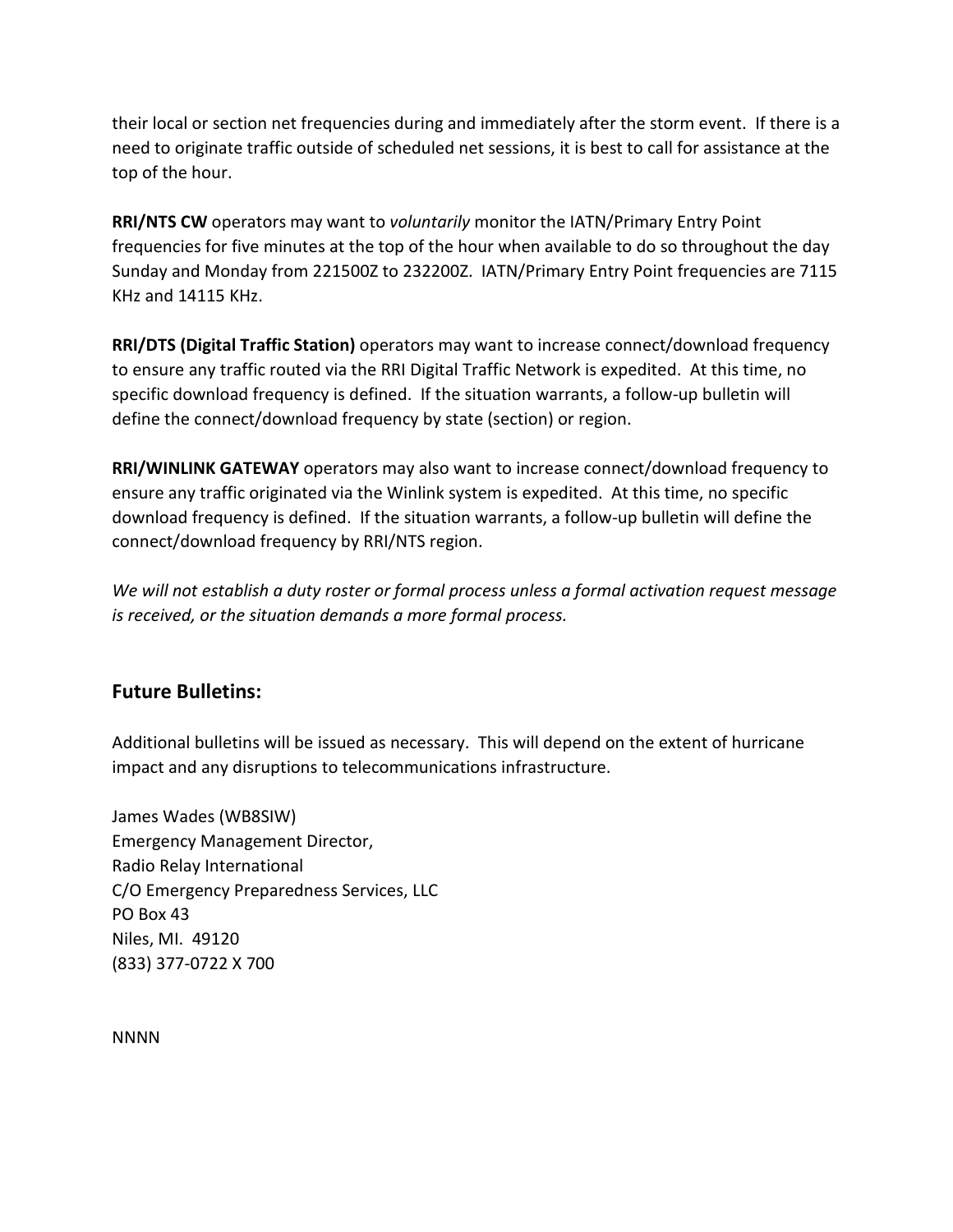their local or section net frequencies during and immediately after the storm event. If there is a need to originate traffic outside of scheduled net sessions, it is best to call for assistance at the top of the hour.

**RRI/NTS CW** operators may want to *voluntarily* monitor the IATN/Primary Entry Point frequencies for five minutes at the top of the hour when available to do so throughout the day Sunday and Monday from 221500Z to 232200Z. IATN/Primary Entry Point frequencies are 7115 KHz and 14115 KHz.

**RRI/DTS (Digital Traffic Station)** operators may want to increase connect/download frequency to ensure any traffic routed via the RRI Digital Traffic Network is expedited. At this time, no specific download frequency is defined. If the situation warrants, a follow-up bulletin will define the connect/download frequency by state (section) or region.

**RRI/WINLINK GATEWAY** operators may also want to increase connect/download frequency to ensure any traffic originated via the Winlink system is expedited. At this time, no specific download frequency is defined. If the situation warrants, a follow-up bulletin will define the connect/download frequency by RRI/NTS region.

*We will not establish a duty roster or formal process unless a formal activation request message is received, or the situation demands a more formal process.*

## Future Bulletins:

Additional bulletins will be issued as necessary. This will depend on the extent of hurricane impact and any disruptions to telecommunications infrastructure.

James Wades (WB8SIW)
Emergency Management Director,
Radio Relay International
C/O Emergency Preparedness Services, LLC
PO Box 43
Niles, MI. 49120
(833) 377-0722 X 700

NNNN